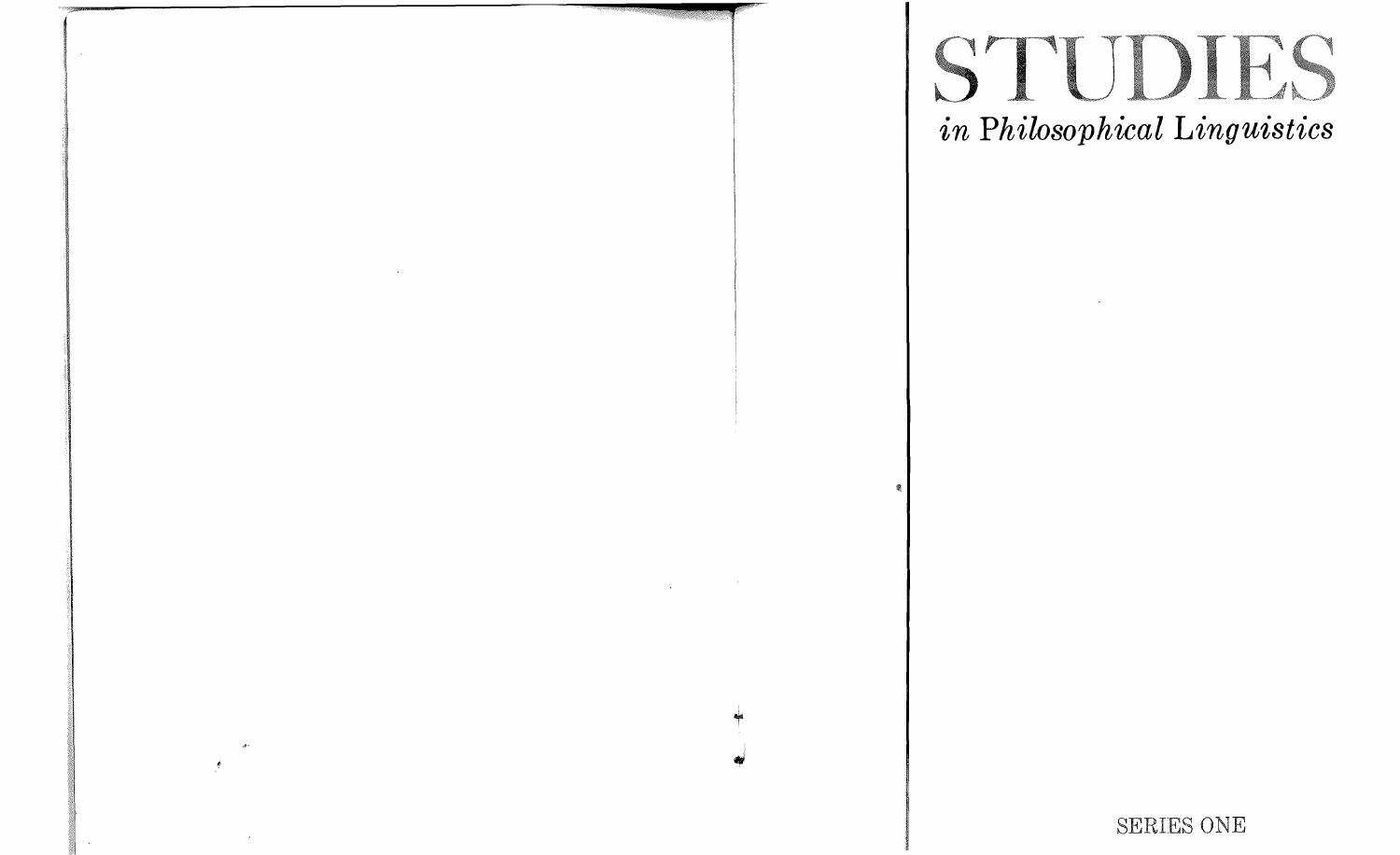# STUDIES

*in Philosophical Linguistics*

SERIES ONE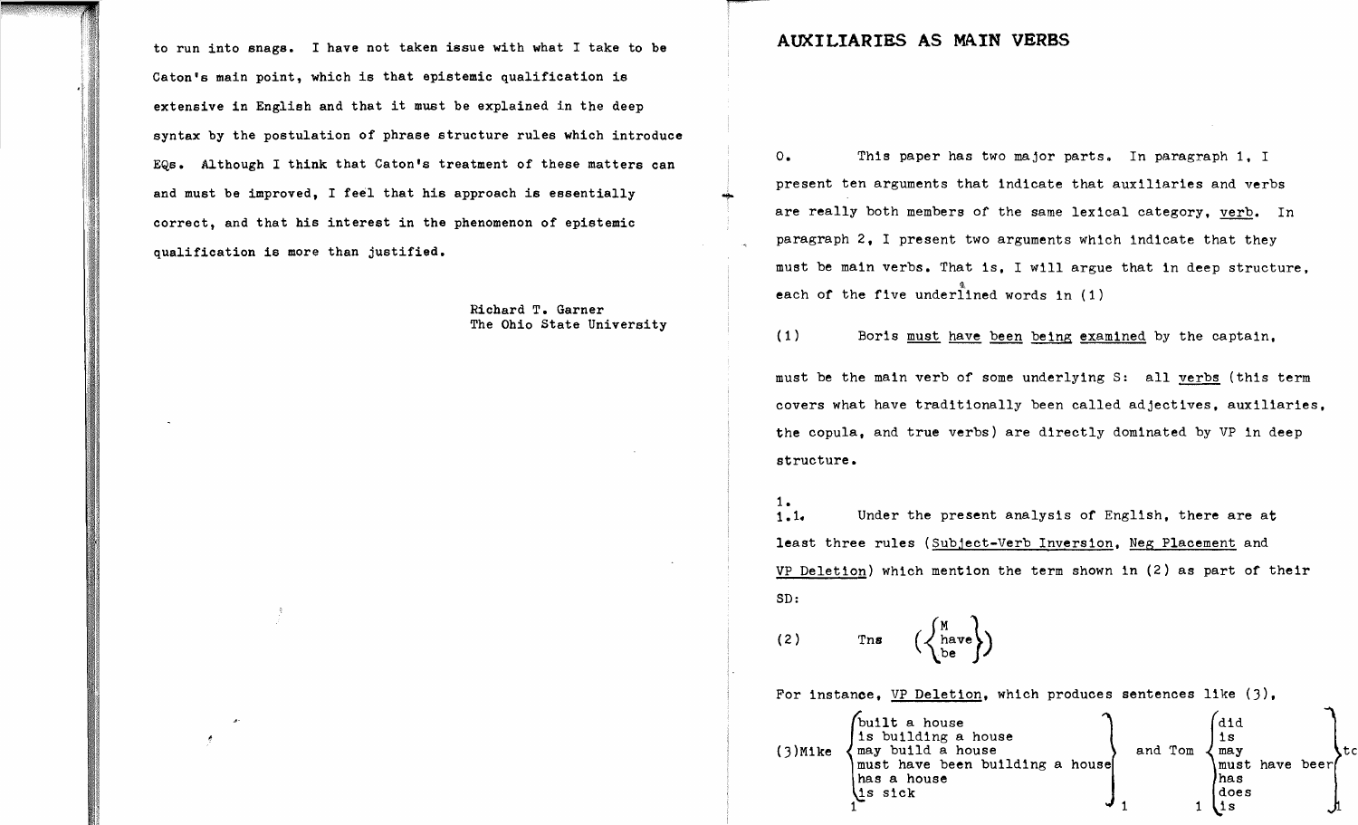to run into snags. I have not taken issue with what I take to be Caton's main point, which is that epistemic qualification is extensive in English and that it must be explained in the deep syntax by the postulation of phrase structure rules which introduce EQs. Although I think that Caton's treatment of these matters can and must be improved, I feel that his approach is essentially correct, and that his interest in the phenomenon of epistemic qualification is more than justified.

Richard T. Garner
The Ohio State University

# AUXILIARIES AS MAIN VERBS

0. This paper has two major parts. In paragraph 1, I present ten arguments that indicate that auxiliaries and verbs are really both members of the same lexical category, _verb_. In paragraph 2, I present two arguments which indicate that they must be main verbs. That is, I will argue that in deep structure, each of the five underlined words in (1)

(1) Boris _must_ _have_ _been_ _being_ _examined_ by the captain,

must be the main verb of some underlying S: all _verbs_ (this term covers what have traditionally been called adjectives, auxiliaries, the copula, and true verbs) are directly dominated by VP in deep structure.

1.

1.1. Under the present analysis of English, there are at least three rules (_Subject-Verb Inversion_, _Neg Placement_ and _VP Deletion_) which mention the term shown in (2) as part of their SD:

(2) Tns $\left(\begin{Bmatrix} \text{M} \\ \text{have} \\ \text{be} \end{Bmatrix}\right)$

For instance, _VP Deletion_, which produces sentences like (3),

(3) Mike $\begin{Bmatrix} \text{built a house} \\ \text{is building a house} \\ \text{may build a house} \\ \text{must have been building a house} \\ \text{has a house} \\ \text{is sick} \end{Bmatrix}_1$ and Tom $_1\begin{Bmatrix} \text{did} \\ \text{is} \\ \text{may} \\ \text{must have been} \\ \text{has} \\ \text{does} \\ \text{is} \end{Bmatrix}_1$ to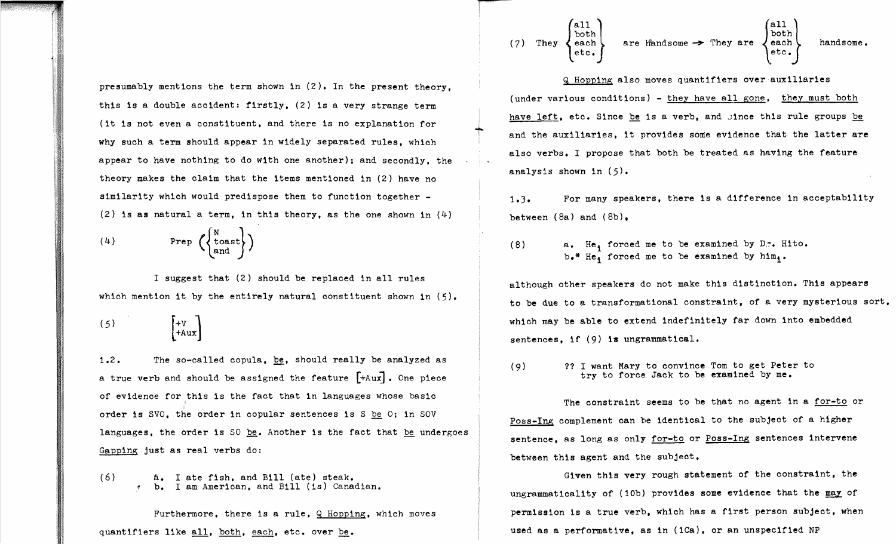presumably mentions the term shown in (2). In the present theory, this is a double accident: firstly, (2) is a very strange term (it is not even a constituent, and there is no explanation for why such a term should appear in widely separated rules, which appear to have nothing to do with one another); and secondly, the theory makes the claim that the items mentioned in (2) have no similarity which would predispose them to function together - (2) is as natural a term, in this theory, as the one shown in (4)

(4) $\quad \text{Prep} \left( \begin{Bmatrix} \text{N} \\ \text{toast} \\ \text{and} \end{Bmatrix} \right)$

I suggest that (2) should be replaced in all rules which mention it by the entirely natural constituent shown in (5).

(5) $\quad \begin{bmatrix} +\text{V} \\ +\text{Aux} \end{bmatrix}$

1.2. The so-called copula, _be_, should really be analyzed as a true verb and should be assigned the feature [+Aux]. One piece of evidence for this is the fact that in languages whose basic order is SVO, the order in copular sentences is S _be_ O; in SOV languages, the order is SO _be_. Another is the fact that _be_ undergoes _Gapping_ just as real verbs do:

(6) a. I ate fish, and Bill (ate) steak.
b. I am American, and Bill (is) Canadian.

Furthermore, there is a rule, _Q Hopping_, which moves quantifiers like _all_, _both_, _each_, etc. over _be_.

(7) $\quad \text{They} \begin{Bmatrix} \text{all} \\ \text{both} \\ \text{each} \\ \text{etc.} \end{Bmatrix} \text{are handsome} \rightarrow \text{They are} \begin{Bmatrix} \text{all} \\ \text{both} \\ \text{each} \\ \text{etc.} \end{Bmatrix} \text{handsome.}$

_Q Hopping_ also moves quantifiers over auxiliaries (under various conditions) - _they have all gone_, _they must both have left_, etc. Since _be_ is a verb, and since this rule groups _be_ and the auxiliaries, it provides some evidence that the latter are also verbs. I propose that both be treated as having the feature analysis shown in (5).

1.3. For many speakers, there is a difference in acceptability between (8a) and (8b),

(8) a. $\text{He}_1$ forced me to be examined by Dr. Hito.
b.* $\text{He}_1$ forced me to be examined by $\text{him}_1$.

although other speakers do not make this distinction. This appears to be due to a transformational constraint, of a very mysterious sort, which may be able to extend indefinitely far down into embedded sentences, if (9) is ungrammatical.

(9) ?? I want Mary to convince Tom to get Peter to try to force Jack to be examined by me.

The constraint seems to be that no agent in a _for-to_ or _Poss-Ing_ complement can be identical to the subject of a higher sentence, as long as only _for-to_ or _Poss-Ing_ sentences intervene between this agent and the subject.

Given this very rough statement of the constraint, the ungrammaticality of (10b) provides some evidence that the _may_ of permission is a true verb, which has a first person subject, when used as a performative, as in (10a), or an unspecified NP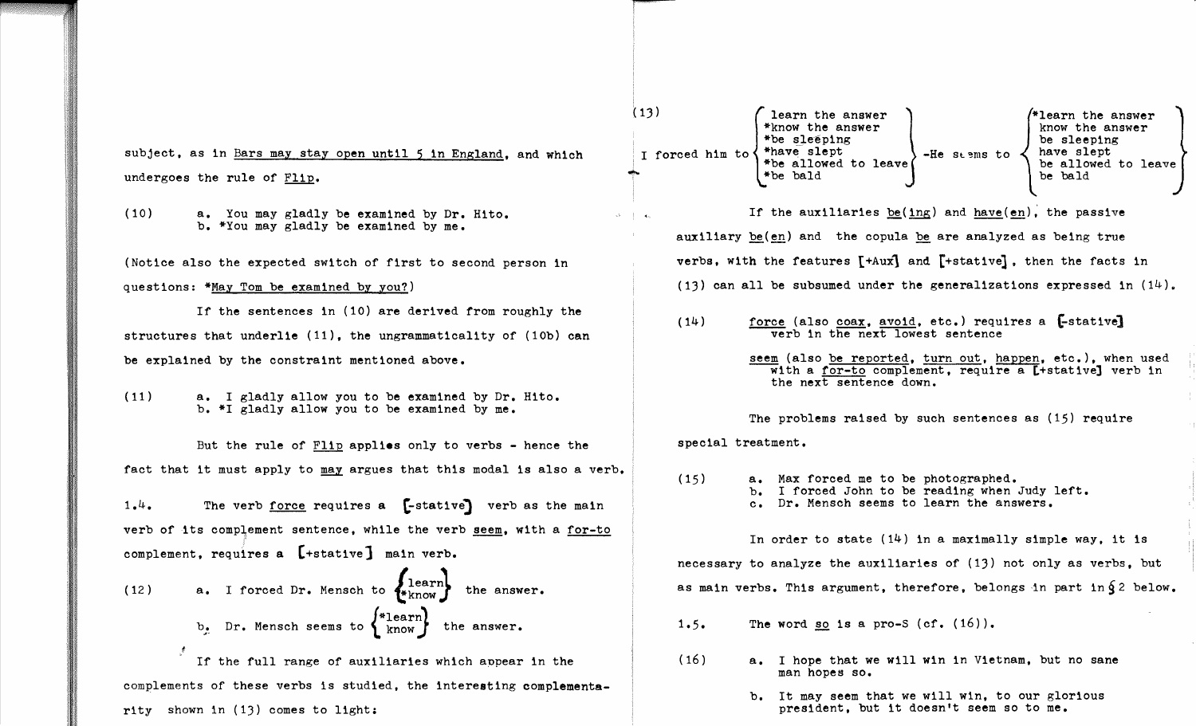subject, as in <u>Bars may stay open until 5 in England</u>, and which undergoes the rule of <u>Flip</u>.

(10) a. You may gladly be examined by Dr. Hito.
  b. *You may gladly be examined by me.

(Notice also the expected switch of first to second person in questions: *<u>May Tom be examined by you?</u>)

If the sentences in (10) are derived from roughly the structures that underlie (11), the ungrammaticality of (10b) can be explained by the constraint mentioned above.

(11) a. I gladly allow you to be examined by Dr. Hito.
  b. *I gladly allow you to be examined by me.

But the rule of <u>Flip</u> applies only to verbs - hence the fact that it must apply to <u>may</u> argues that this modal is also a verb.

1.4. The verb <u>force</u> requires a [-stative] verb as the main verb of its complement sentence, while the verb <u>seem</u>, with a <u>for-to</u> complement, requires a [+stative] main verb.

(12) a. I forced Dr. Mensch to {learn / *know} the answer.
  b. Dr. Mensch seems to {*learn / know} the answer.

If the full range of auxiliaries which appear in the complements of these verbs is studied, the interesting complementarity shown in (13) comes to light:

(13)

| I forced him to | | -He seems to | |
|---|---|---|---|
| | learn the answer | | *learn the answer |
| | *know the answer | | know the answer |
| | *be sleeping | | be sleeping |
| | *have slept | | have slept |
| | *be allowed to leave | | be allowed to leave |
| | *be bald | | be bald |

If the auxiliaries <u>be(ing)</u> and <u>have(en)</u>, the passive auxiliary <u>be(en)</u> and the copula <u>be</u> are analyzed as being true verbs, with the features [+Aux] and [+stative], then the facts in (13) can all be subsumed under the generalizations expressed in (14).

(14) <u>force</u> (also <u>coax</u>, <u>avoid</u>, etc.) requires a [-stative] verb in the next lowest sentence

<u>seem</u> (also <u>be reported</u>, <u>turn out</u>, <u>happen</u>, etc.), when used with a <u>for-to</u> complement, require a [+stative] verb in the next sentence down.

The problems raised by such sentences as (15) require special treatment.

(15) a. Max forced me to be photographed.
  b. I forced John to be reading when Judy left.
  c. Dr. Mensch seems to learn the answers.

In order to state (14) in a maximally simple way, it is necessary to analyze the auxiliaries of (13) not only as verbs, but as main verbs. This argument, therefore, belongs in part in §2 below.

1.5. The word <u>so</u> is a pro-S (cf. (16)).

(16) a. I hope that we will win in Vietnam, but no sane man hopes so.
  b. It may seem that we will win, to our glorious president, but it doesn't seem so to me.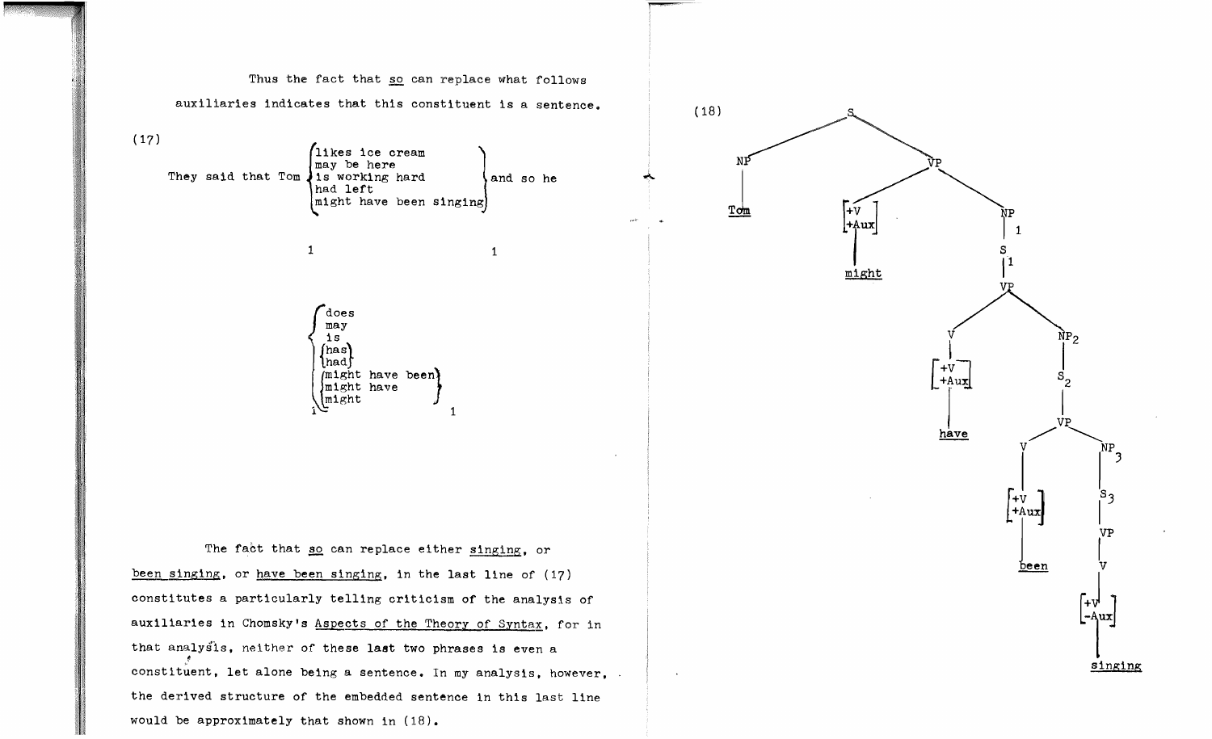Thus the fact that so can replace what follows auxiliaries indicates that this constituent is a sentence.

(17)

```
                     ⎧likes ice cream       ⎫
                     ⎪may be here           ⎪
They said that Tom   ⎨is working hard       ⎬ and so he
                     ⎪had left              ⎪
                     ⎩might have been singing⎭

                     1                        1

  ⎧does
  ⎪may
  ⎪is
  ⎪⎧has⎫
  ⎨⎩had⎭
  ⎪⎧might have been⎫
  ⎪⎨might have     ⎬
  ⎩⎩might          ⎭
  1                    1
```

The fact that so can replace either singing, or been singing, or have been singing, in the last line of (17) constitutes a particularly telling criticism of the analysis of auxiliaries in Chomsky's *Aspects of the Theory of Syntax*, for in that analysis, neither of these last two phrases is even a constituent, let alone being a sentence. In my analysis, however, the derived structure of the embedded sentence in this last line would be approximately that shown in (18).

(18)

```
S
├── NP
│   └── Tom
└── VP
    ├── [+V, +Aux]
    │   └── might
    └── NP1
        └── S1
            └── VP
                ├── V
                │   └── [+V, +Aux]
                │       └── have
                └── NP2
                    └── S2
                        └── VP
                            ├── V
                            │   └── [+V, +Aux]
                            │       └── been
                            └── NP3
                                └── S3
                                    └── VP
                                        └── V
                                            └── [+V, -Aux]
                                                └── singing
```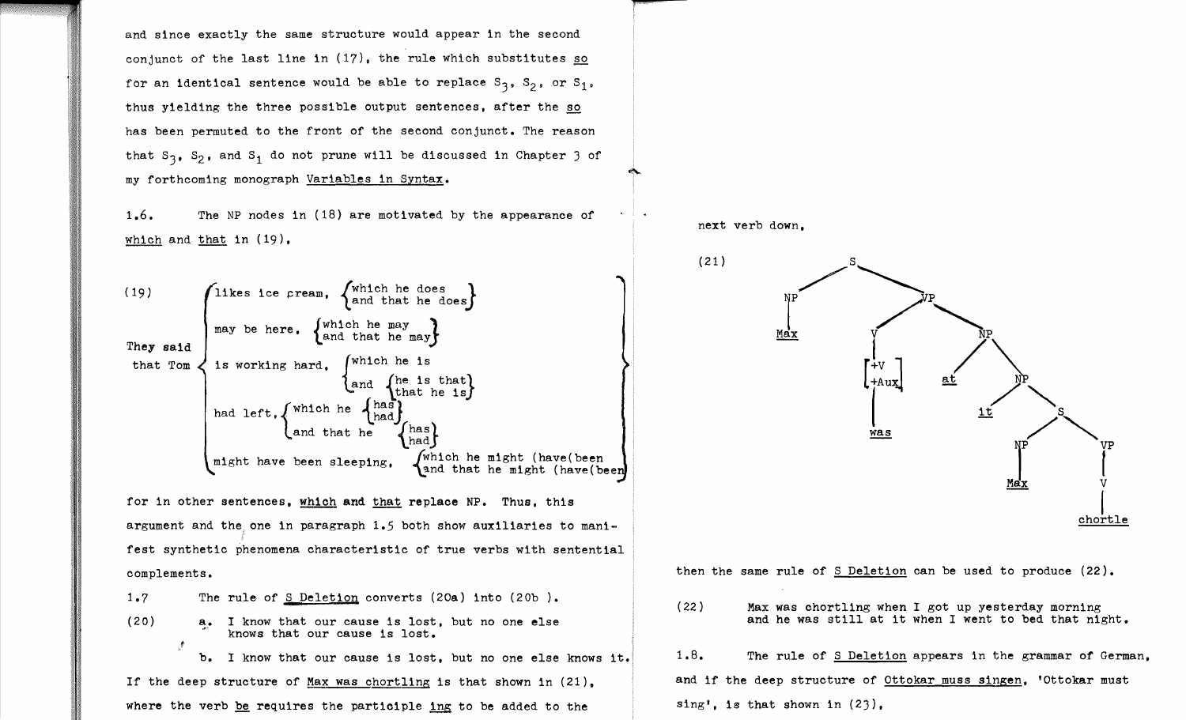and since exactly the same structure would appear in the second conjunct of the last line in (17), the rule which substitutes <u>so</u> for an identical sentence would be able to replace $S_3$, $S_2$, or $S_1$, thus yielding the three possible output sentences, after the <u>so</u> has been permuted to the front of the second conjunct. The reason that $S_3$, $S_2$, and $S_1$ do not prune will be discussed in Chapter 3 of my forthcoming monograph <u>Variables in Syntax</u>.

1.6. The NP nodes in (18) are motivated by the appearance of <u>which</u> and <u>that</u> in (19),

(19) They said that Tom { likes ice cream, { which he does / and that he does } ; may be here, { which he may / and that he may } ; is working hard, { which he is / and { he is that / that he is } } ; had left, { which he { has / had } / and that he { has / had } } ; might have been sleeping, { which he might (have(been / and that he might (have(been } }

for in other sentences, <u>which</u> and <u>that</u> replace NP. Thus, this argument and the one in paragraph 1.5 both show auxiliaries to manifest synthetic phenomena characteristic of true verbs with sentential complements.

1.7 The rule of <u>S Deletion</u> converts (20a) into (20b).

(20) a. I know that our cause is lost, but no one else knows that our cause is lost.

b. I know that our cause is lost, but no one else knows it.

If the deep structure of <u>Max was chortling</u> is that shown in (21), where the verb <u>be</u> requires the participle <u>ing</u> to be added to the next verb down,

(21)

```
S
├── NP
│   └── Max
└── VP
    ├── V
    │   └── [+V, +Aux]
    │       └── was
    └── NP
        ├── at
        └── NP
            ├── it
            └── S
                ├── NP
                │   └── Max
                └── VP
                    └── V
                        └── chortle
```

then the same rule of <u>S Deletion</u> can be used to produce (22).

(22) Max was chortling when I got up yesterday morning and he was still at it when I went to bed that night.

1.8. The rule of <u>S Deletion</u> appears in the grammar of German, and if the deep structure of <u>Ottokar muss singen</u>, 'Ottokar must sing', is that shown in (23),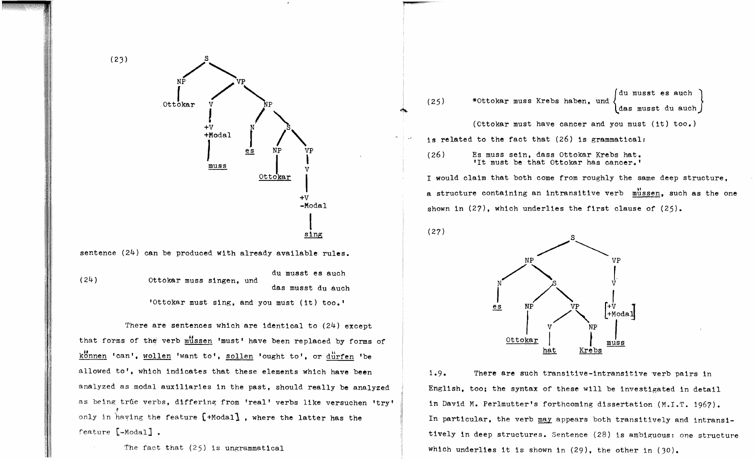(23)

```
                S
              /   \
            NP     VP
            |     /   \
        Ottokar  V     NP
                 |    /  \
                +V   N    S
              +Modal |   /  \
                 |   es NP   VP
                muss    |    |
                     Ottokar V
                             |
                            +V
                          -Modal
                             |
                            sing
```

sentence (24) can be produced with already available rules.

(24) Ottokar muss singen, und { du musst es auch / das musst du auch }

'Ottokar must sing, and you must (it) too.'

There are sentences which are identical to (24) except that forms of the verb müssen 'must' have been replaced by forms of können 'can', wollen 'want to', sollen 'ought to', or dürfen 'be allowed to', which indicates that these elements which have been analyzed as modal auxiliaries in the past, should really be analyzed as being true verbs, differing from 'real' verbs like versuchen 'try' only in having the feature [+Modal], where the latter has the feature [-Modal].

The fact that (25) is ungrammatical

(25) *Ottokar muss Krebs haben, und { du musst es auch / das musst du auch }

(Ottokar must have cancer and you must (it) too.)

is related to the fact that (26) is grammatical:

(26) Es muss sein, dass Ottokar Krebs hat.
'It must be that Ottokar has cancer.'

I would claim that both come from roughly the same deep structure, a structure containing an intransitive verb müssen, such as the one shown in (27), which underlies the first clause of (25).

(27)

```
                    S
                  /   \
                NP     VP
               /  \     |
              N    S    V
              |   / \   |
             es  NP  VP [+V, +Modal]
                 |  /  \    |
           Ottokar V   NP  muss
                   |    |
                  hat  Krebs
```

1.9. There are such transitive-intransitive verb pairs in English, too; the syntax of these will be investigated in detail in David M. Perlmutter's forthcoming dissertation (M.I.T. 1967). In particular, the verb may appears both transitively and intransitively in deep structures. Sentence (28) is ambiguous: one structure which underlies it is shown in (29), the other in (30).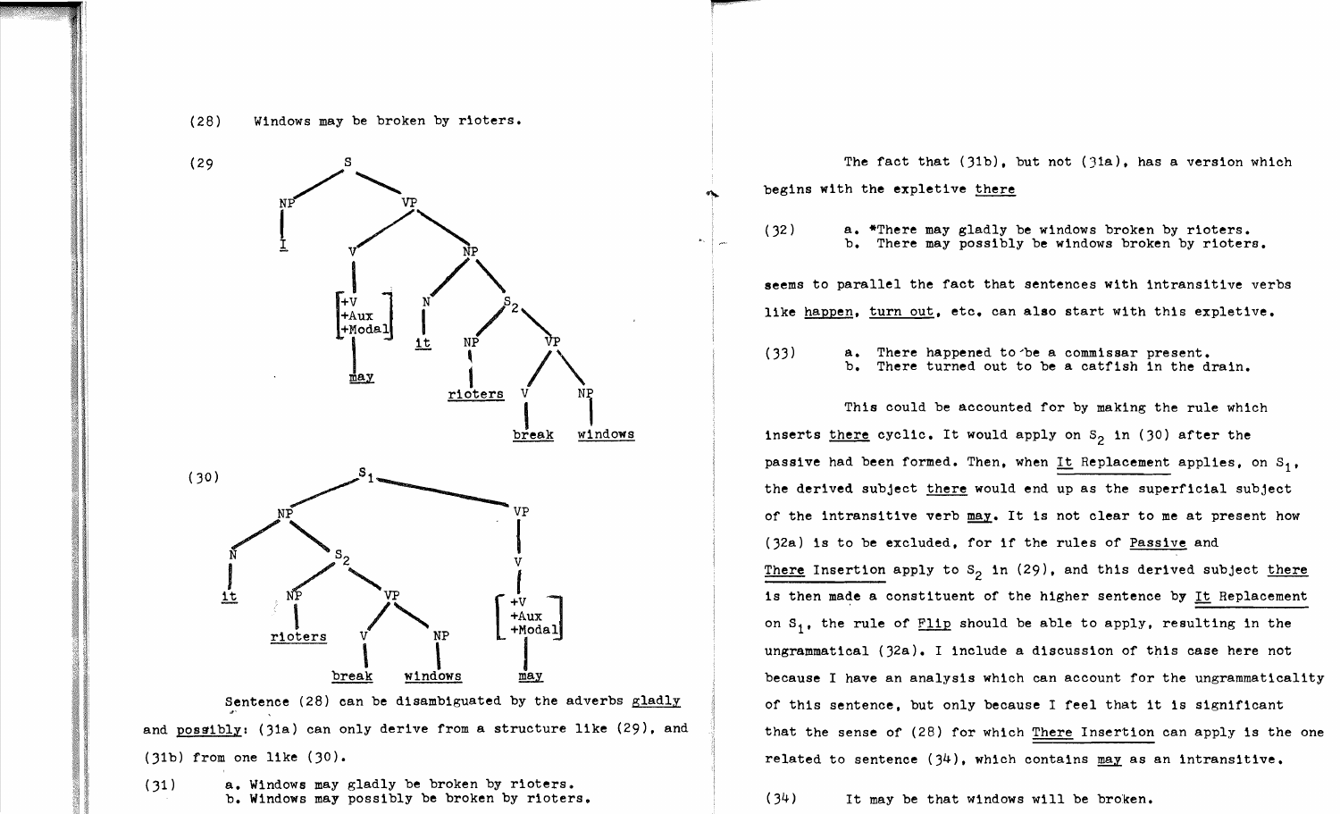(28) Windows may be broken by rioters.

(29)

```
S
├── NP
│   └── I
└── VP
    ├── V
    │   └── [+V, +Aux, +Modal]
    │       └── may
    └── NP
        ├── N
        │   └── it
        └── S2
            ├── NP
            │   └── rioters
            └── VP
                ├── V
                │   └── break
                └── NP
                    └── windows
```

(30)

```
S1
├── NP
│   ├── N
│   │   └── it
│   └── S2
│       ├── NP
│       │   └── rioters
│       └── VP
│           ├── V
│           │   └── break
│           └── NP
│               └── windows
└── VP
    └── V
        └── [+V, +Aux, +Modal]
            └── may
```

Sentence (28) can be disambiguated by the adverbs _gladly_ and _possibly_: (31a) can only derive from a structure like (29), and (31b) from one like (30).

(31) a. Windows may gladly be broken by rioters.
b. Windows may possibly be broken by rioters.

The fact that (31b), but not (31a), has a version which begins with the expletive _there_

(32) a. *There may gladly be windows broken by rioters.
b. There may possibly be windows broken by rioters.

seems to parallel the fact that sentences with intransitive verbs like _happen_, _turn out_, etc. can also start with this expletive.

(33) a. There happened to be a commissar present.
b. There turned out to be a catfish in the drain.

This could be accounted for by making the rule which inserts _there_ cyclic. It would apply on $S_2$ in (30) after the passive had been formed. Then, when _It Replacement_ applies, on $S_1$, the derived subject _there_ would end up as the superficial subject of the intransitive verb _may_. It is not clear to me at present how (32a) is to be excluded, for if the rules of _Passive_ and _There_ Insertion apply to $S_2$ in (29), and this derived subject _there_ is then made a constituent of the higher sentence by _It_ Replacement on $S_1$, the rule of _Flip_ should be able to apply, resulting in the ungrammatical (32a). I include a discussion of this case here not because I have an analysis which can account for the ungrammaticality of this sentence, but only because I feel that it is significant that the sense of (28) for which _There_ Insertion can apply is the one related to sentence (34), which contains _may_ as an intransitive.

(34) It may be that windows will be broken.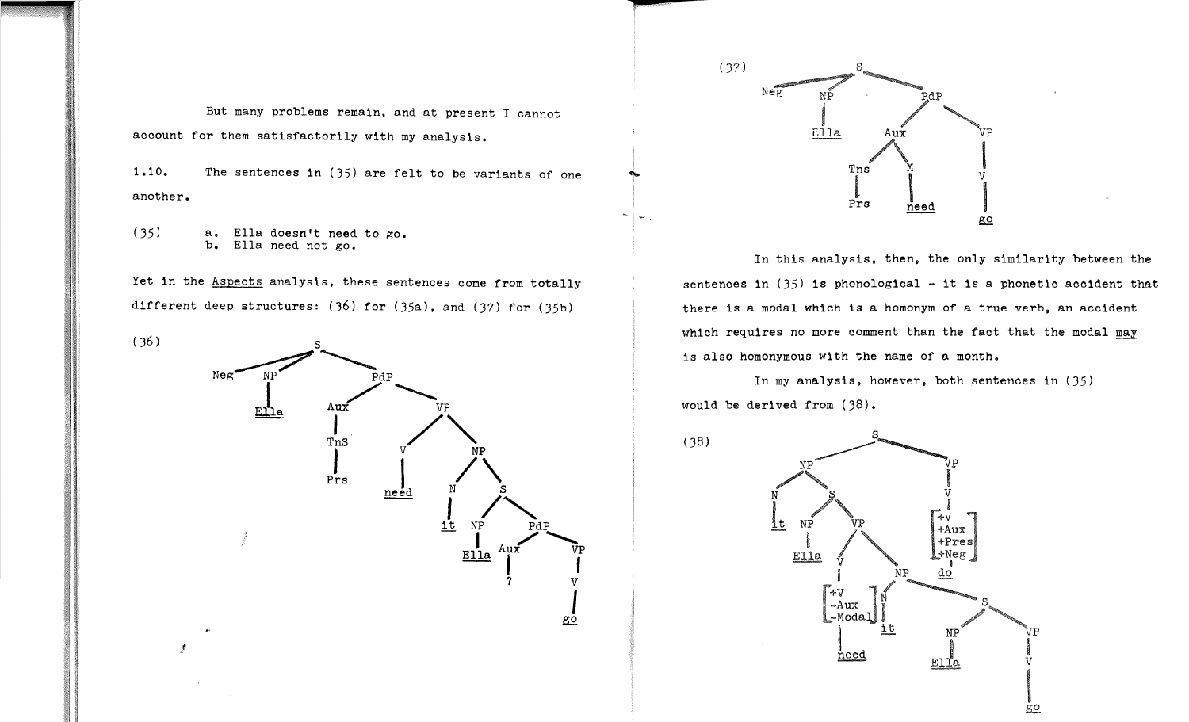But many problems remain, and at present I cannot account for them satisfactorily with my analysis.

1.10. The sentences in (35) are felt to be variants of one another.

(35) a. Ella doesn't need to go.
  b. Ella need not go.

Yet in the *Aspects* analysis, these sentences come from totally different deep structures: (36) for (35a), and (37) for (35b)

(36)

```
[S Neg
   [NP Ella]
   [PdP [Aux [Tns Prs]]
        [VP [V need]
            [NP [N it]
                [S [NP Ella]
                   [PdP [Aux ?]
                        [VP [V go]]]]]]]]
```

(37)

```
[S Neg
   [NP Ella]
   [PdP [Aux [Tns Prs]
             [M need]]
        [VP [V go]]]]
```

In this analysis, then, the only similarity between the sentences in (35) is phonological - it is a phonetic accident that there is a modal which is a homonym of a true verb, an accident which requires no more comment than the fact that the modal *may* is also homonymous with the name of a month.

In my analysis, however, both sentences in (35) would be derived from (38).

(38)

```
[S [NP [N it]
       [S [NP Ella]
          [VP [V [+V, -Aux, -Modal] need]
              [NP [N it]
                  [S [NP Ella]
                     [VP [V go]]]]]]]
   [VP [V [+V, +Aux, +Pres, +Neg] do]]]
```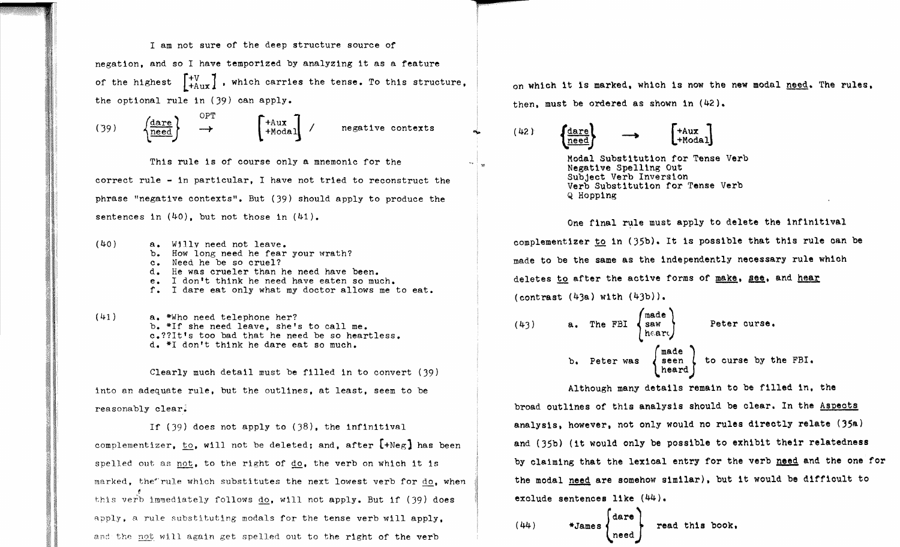I am not sure of the deep structure source of negation, and so I have temporized by analyzing it as a feature of the highest $\begin{bmatrix} +V \\ +Aux \end{bmatrix}$, which carries the tense. To this structure, the optional rule in (39) can apply.

(39) $\left\{\begin{matrix} \underline{\text{dare}} \\ \underline{\text{need}} \end{matrix}\right\} \overset{\text{OPT}}{\longrightarrow} \begin{bmatrix} +\text{Aux} \\ +\text{Modal} \end{bmatrix}$ / negative contexts

This rule is of course only a mnemonic for the correct rule - in particular, I have not tried to reconstruct the phrase "negative contexts". But (39) should apply to produce the sentences in (40), but not those in (41).

(40)
- a. Willy need not leave.
- b. How long need he fear your wrath?
- c. Need he be so cruel?
- d. He was crueler than he need have been.
- e. I don't think he need have eaten so much.
- f. I dare eat only what my doctor allows me to eat.

(41)
- a. *Who need telephone her?
- b. *If she need leave, she's to call me.
- c. ??It's too bad that he need be so heartless.
- d. *I don't think he dare eat so much.

Clearly much detail must be filled in to convert (39) into an adequate rule, but the outlines, at least, seem to be reasonably clear.

If (39) does not apply to (38), the infinitival complementizer, _to_, will not be deleted; and, after [+Neg] has been spelled out as _not_, to the right of _do_, the verb on which it is marked, the rule which substitutes the next lowest verb for _do_, when this verb immediately follows _do_, will not apply. But if (39) does apply, a rule substituting modals for the tense verb will apply, and the _not_ will again get spelled out to the right of the verb on which it is marked, which is now the new modal _need_. The rules, then, must be ordered as shown in (42).

(42) $\left\{\begin{matrix} \underline{\text{dare}} \\ \underline{\text{need}} \end{matrix}\right\} \longrightarrow \begin{bmatrix} +\text{Aux} \\ +\text{Modal} \end{bmatrix}$

Modal Substitution for Tense Verb
Negative Spelling Out
Subject Verb Inversion
Verb Substitution for Tense Verb
Q Hopping

One final rule must apply to delete the infinitival complementizer _to_ in (35b). It is possible that this rule can be made to be the same as the independently necessary rule which deletes _to_ after the active forms of _make_, _see_, and _hear_ (contrast (43a) with (43b)).

(43)
- a. The FBI {made / saw / heard} Peter curse.
- b. Peter was {made / seen / heard} to curse by the FBI.

Although many details remain to be filled in, the broad outlines of this analysis should be clear. In the _Aspects_ analysis, however, not only would no rules directly relate (35a) and (35b) (it would only be possible to exhibit their relatedness by claiming that the lexical entry for the verb _need_ and the one for the modal _need_ are somehow similar), but it would be difficult to exclude sentences like (44).

(44) *James {dare / need} read this book.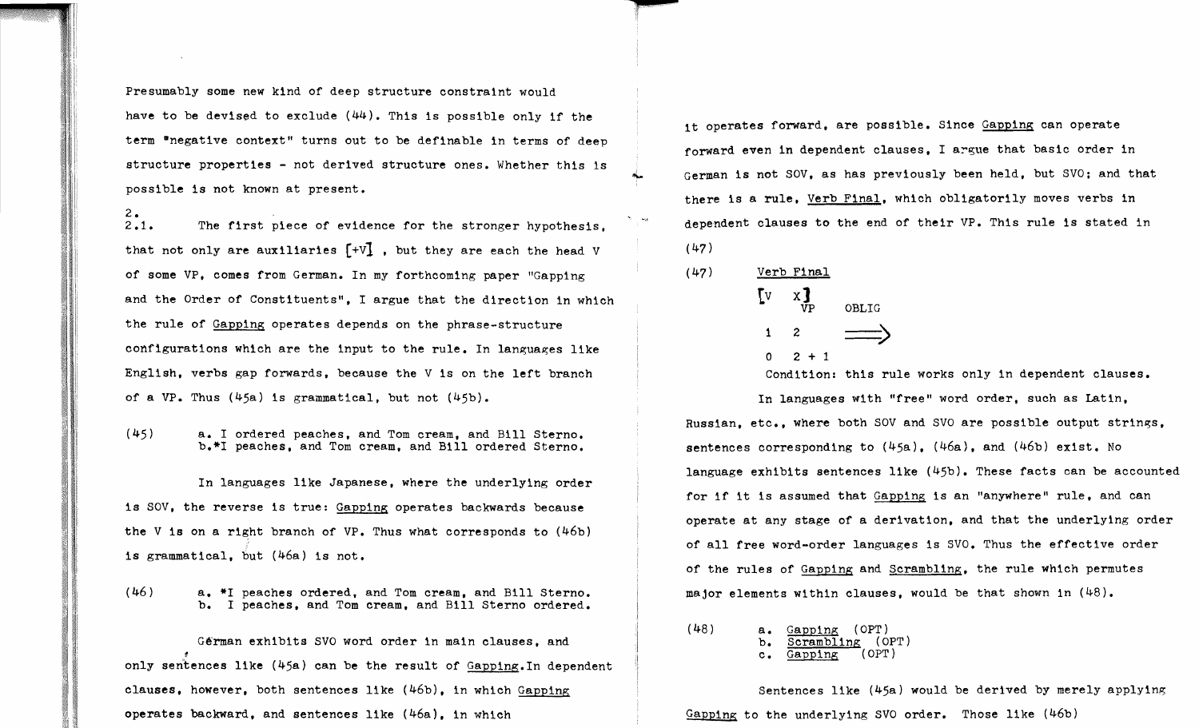Presumably some new kind of deep structure constraint would have to be devised to exclude (44). This is possible only if the term "negative context" turns out to be definable in terms of deep structure properties - not derived structure ones. Whether this is possible is not known at present.

2.
2.1. The first piece of evidence for the stronger hypothesis, that not only are auxiliaries [+V] , but they are each the head V of some VP, comes from German. In my forthcoming paper "Gapping and the Order of Constituents", I argue that the direction in which the rule of Gapping operates depends on the phrase-structure configurations which are the input to the rule. In languages like English, verbs gap forwards, because the V is on the left branch of a VP. Thus (45a) is grammatical, but not (45b).

(45) a. I ordered peaches, and Tom cream, and Bill Sterno.
b.*I peaches, and Tom cream, and Bill ordered Sterno.

In languages like Japanese, where the underlying order is SOV, the reverse is true: Gapping operates backwards because the V is on a right branch of VP. Thus what corresponds to (46b) is grammatical, but (46a) is not.

(46) a. *I peaches ordered, and Tom cream, and Bill Sterno.
b. I peaches, and Tom cream, and Bill Sterno ordered.

German exhibits SVO word order in main clauses, and only sentences like (45a) can be the result of Gapping. In dependent clauses, however, both sentences like (46b), in which Gapping operates backward, and sentences like (46a), in which it operates forward, are possible. Since Gapping can operate forward even in dependent clauses, I argue that basic order in German is not SOV, as has previously been held, but SVO; and that there is a rule, Verb Final, which obligatorily moves verbs in dependent clauses to the end of their VP. This rule is stated in (47)

(47) Verb Final

$$\left[ V \quad X \right]_{VP} \qquad \text{OBLIG}$$

$$\begin{array}{ll} 1 & 2 \\ 0 & 2+1 \end{array} \quad \Longrightarrow$$

Condition: this rule works only in dependent clauses.

In languages with "free" word order, such as Latin, Russian, etc., where both SOV and SVO are possible output strings, sentences corresponding to (45a), (46a), and (46b) exist. No language exhibits sentences like (45b). These facts can be accounted for if it is assumed that Gapping is an "anywhere" rule, and can operate at any stage of a derivation, and that the underlying order of all free word-order languages is SVO. Thus the effective order of the rules of Gapping and Scrambling, the rule which permutes major elements within clauses, would be that shown in (48).

(48) a. Gapping (OPT)
b. Scrambling (OPT)
c. Gapping (OPT)

Sentences like (45a) would be derived by merely applying Gapping to the underlying SVO order. Those like (46b)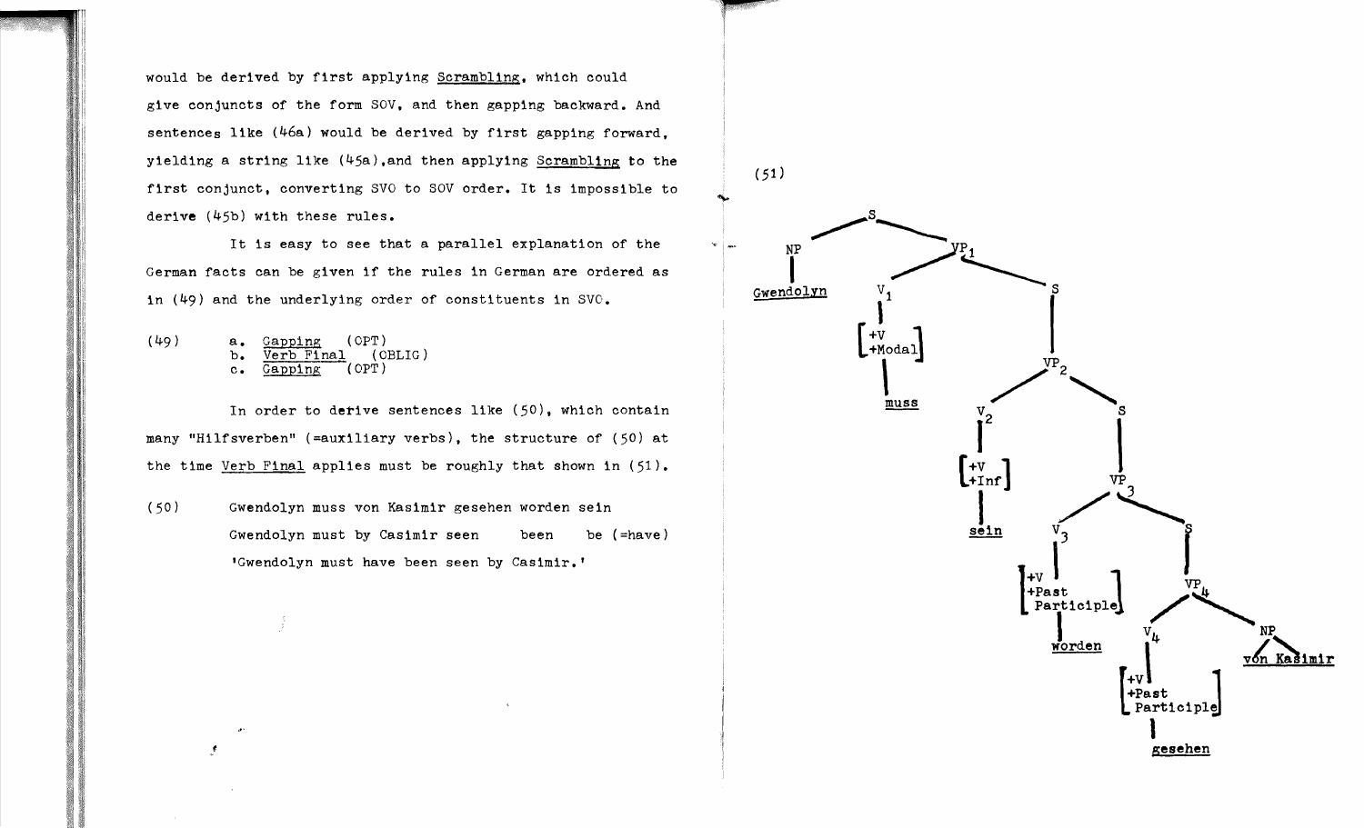would be derived by first applying Scrambling, which could give conjuncts of the form SOV, and then gapping backward. And sentences like (46a) would be derived by first gapping forward, yielding a string like (45a), and then applying Scrambling to the first conjunct, converting SVO to SOV order. It is impossible to derive (45b) with these rules.

It is easy to see that a parallel explanation of the German facts can be given if the rules in German are ordered as in (49) and the underlying order of constituents in SVO.

(49)
a. Gapping (OPT)
b. Verb Final (OBLIG)
c. Gapping (OPT)

In order to derive sentences like (50), which contain many "Hilfsverben" (=auxiliary verbs), the structure of (50) at the time Verb Final applies must be roughly that shown in (51).

(50) Gwendolyn muss von Kasimir gesehen worden sein
Gwendolyn must by Casimir seen been be (=have)
'Gwendolyn must have been seen by Casimir.'

(51)

```
S
├── NP
│   └── Gwendolyn
└── VP1
    ├── V1
    │   └── [+V, +Modal]
    │       └── muss
    └── S
        └── VP2
            ├── V2
            │   └── [+V, +Inf]
            │       └── sein
            └── S
                └── VP3
                    ├── V3
                    │   └── [+V, +Past Participle]
                    │       └── worden
                    └── S
                        └── VP4
                            ├── V4
                            │   └── [+V, +Past Participle]
                            │       └── gesehen
                            └── NP
                                └── von Kasimir
```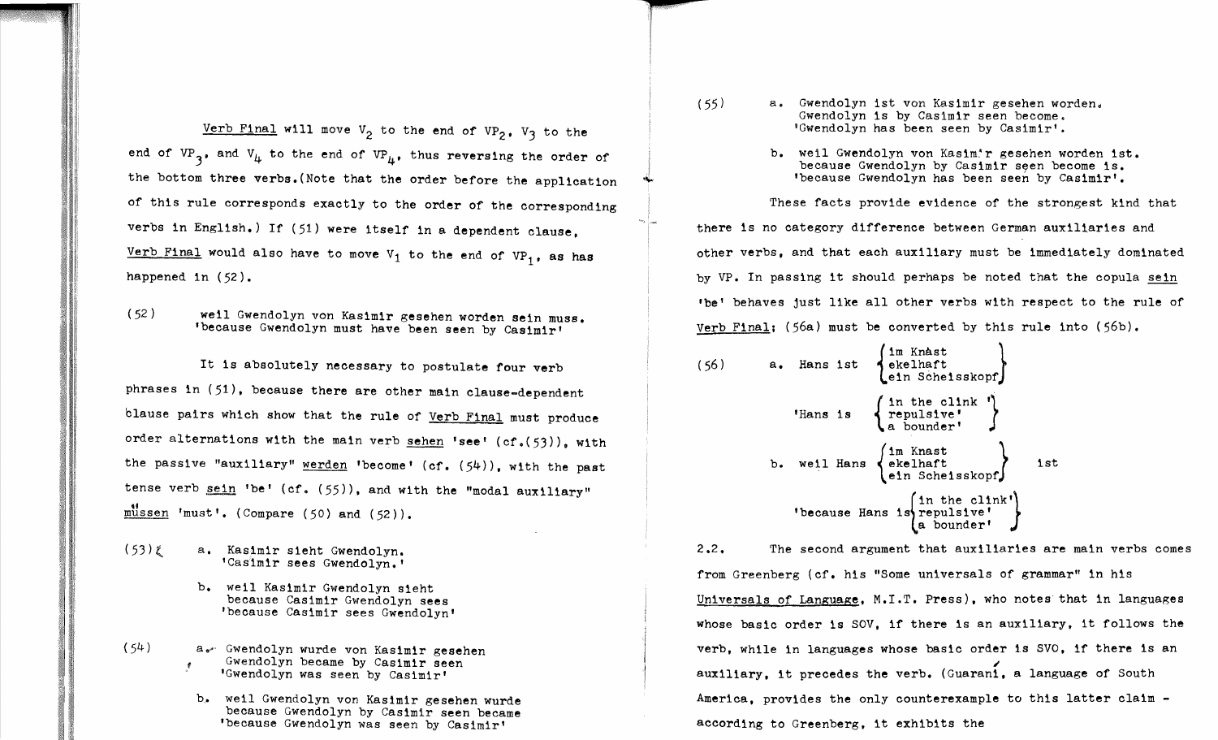Verb Final will move $V_2$ to the end of $VP_2$, $V_3$ to the end of $VP_3$, and $V_4$ to the end of $VP_4$, thus reversing the order of the bottom three verbs.(Note that the order before the application of this rule corresponds exactly to the order of the corresponding verbs in English.) If (51) were itself in a dependent clause, Verb Final would also have to move $V_1$ to the end of $VP_1$, as has happened in (52).

(52) weil Gwendolyn von Kasimir gesehen worden sein muss.
'because Gwendolyn must have been seen by Casimir'

It is absolutely necessary to postulate four verb phrases in (51), because there are other main clause-dependent clause pairs which show that the rule of Verb Final must produce order alternations with the main verb sehen 'see' (cf.(53)), with the passive "auxiliary" werden 'become' (cf. (54)), with the past tense verb sein 'be' (cf. (55)), and with the "modal auxiliary" müssen 'must'. (Compare (50) and (52)).

(53) a. Kasimir sieht Gwendolyn.
'Casimir sees Gwendolyn.'

b. weil Kasimir Gwendolyn sieht
because Casimir Gwendolyn sees
'because Casimir sees Gwendolyn'

(54) a. Gwendolyn wurde von Kasimir gesehen
Gwendolyn became by Casimir seen
'Gwendolyn was seen by Casimir'

b. weil Gwendolyn von Kasimir gesehen wurde
because Gwendolyn by Casimir seen became
'because Gwendolyn was seen by Casimir'

(55) a. Gwendolyn ist von Kasimir gesehen worden.
Gwendolyn is by Casimir seen become.
'Gwendolyn has been seen by Casimir'.

b. weil Gwendolyn von Kasimir gesehen worden ist.
because Gwendolyn by Casimir seen become is.
'because Gwendolyn has been seen by Casimir'.

These facts provide evidence of the strongest kind that there is no category difference between German auxiliaries and other verbs, and that each auxiliary must be immediately dominated by VP. In passing it should perhaps be noted that the copula sein 'be' behaves just like all other verbs with respect to the rule of Verb Final; (56a) must be converted by this rule into (56b).

(56) a. Hans ist { im Knast / ekelhaft / ein Scheisskopf }
'Hans is { in the clink' / repulsive' / a bounder' }

b. weil Hans { im Knast / ekelhaft / ein Scheisskopf } ist
'because Hans is { in the clink' / repulsive' / a bounder' }

2.2. The second argument that auxiliaries are main verbs comes from Greenberg (cf. his "Some universals of grammar" in his Universals of Language, M.I.T. Press), who notes that in languages whose basic order is SOV, if there is an auxiliary, it follows the verb, while in languages whose basic order is SVO, if there is an auxiliary, it precedes the verb. (Guaraní, a language of South America, provides the only counterexample to this latter claim - according to Greenberg, it exhibits the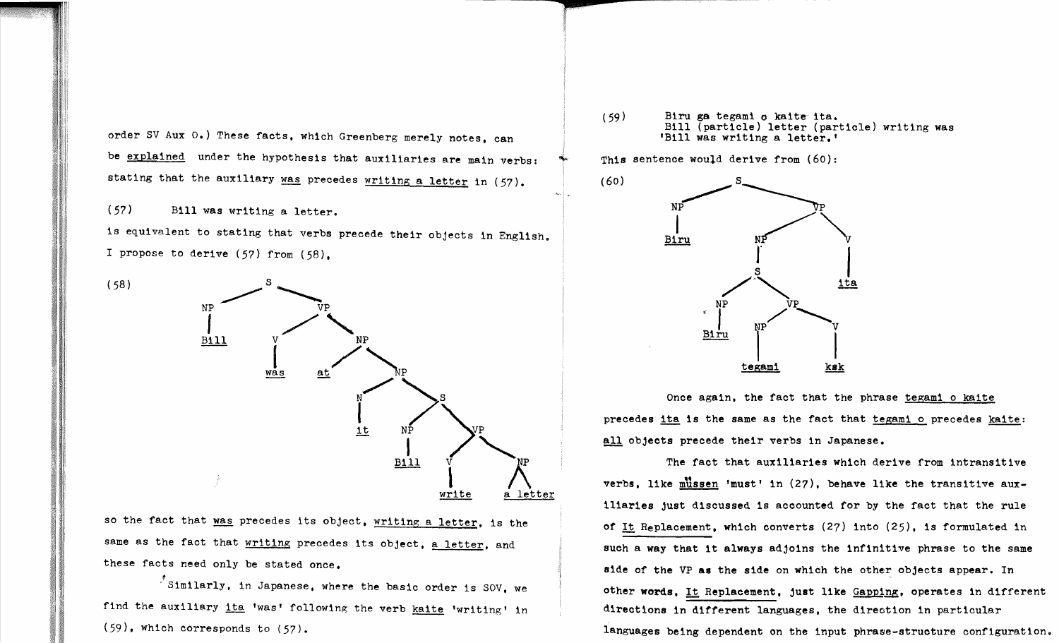order SV Aux O.) These facts, which Greenberg merely notes, can be *explained* under the hypothesis that auxiliaries are main verbs: stating that the auxiliary *was* precedes *writing a letter* in (57).

(57) Bill was writing a letter.

is equivalent to stating that verbs precede their objects in English. I propose to derive (57) from (58),

(58)

```
[S [NP Bill] [VP [V was] [NP at [NP [N it] [S [NP Bill] [VP [V write] [NP a letter]]]]]]]
```

so the fact that *was* precedes its object, *writing a letter*, is the same as the fact that *writing* precedes its object, *a letter*, and these facts need only be stated once.

Similarly, in Japanese, where the basic order is SOV, we find the auxiliary *ita* 'was' following the verb *kaite* 'writing' in (59), which corresponds to (57).

(59) Biru ga tegami o kaite ita.
Bill (particle) letter (particle) writing was
'Bill was writing a letter.'

This sentence would derive from (60):

(60)

```
[S [NP Biru] [VP [NP [S [NP Biru] [VP [NP tegami] [V kak]]]] [V ita]]]
```

Once again, the fact that the phrase *tegami o kaite* precedes *ita* is the same as the fact that *tegami o* precedes *kaite*: *all* objects precede their verbs in Japanese.

The fact that auxiliaries which derive from intransitive verbs, like *müssen* 'must' in (27), behave like the transitive auxiliaries just discussed is accounted for by the fact that the rule of *It* Replacement, which converts (27) into (25), is formulated in such a way that it always adjoins the infinitive phrase to the same side of the VP as the side on which the other objects appear. In other words, *It* Replacement, just like *Gapping*, operates in different directions in different languages, the direction in particular languages being dependent on the input phrase-structure configuration.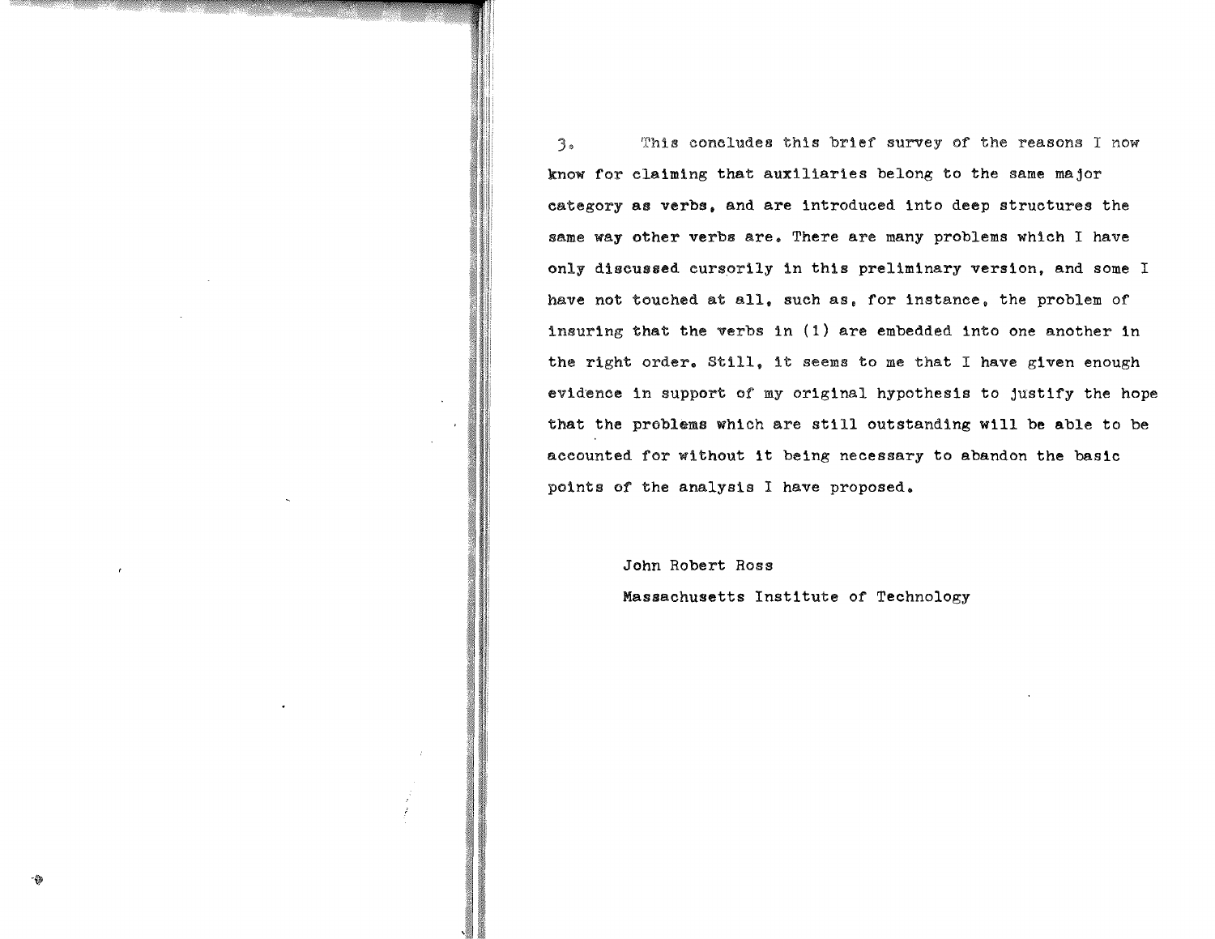3. This concludes this brief survey of the reasons I now know for claiming that auxiliaries belong to the same major category as verbs, and are introduced into deep structures the same way other verbs are. There are many problems which I have only discussed cursorily in this preliminary version, and some I have not touched at all, such as, for instance, the problem of insuring that the verbs in (1) are embedded into one another in the right order. Still, it seems to me that I have given enough evidence in support of my original hypothesis to justify the hope that the problems which are still outstanding will be able to be accounted for without it being necessary to abandon the basic points of the analysis I have proposed.

John Robert Ross

Massachusetts Institute of Technology